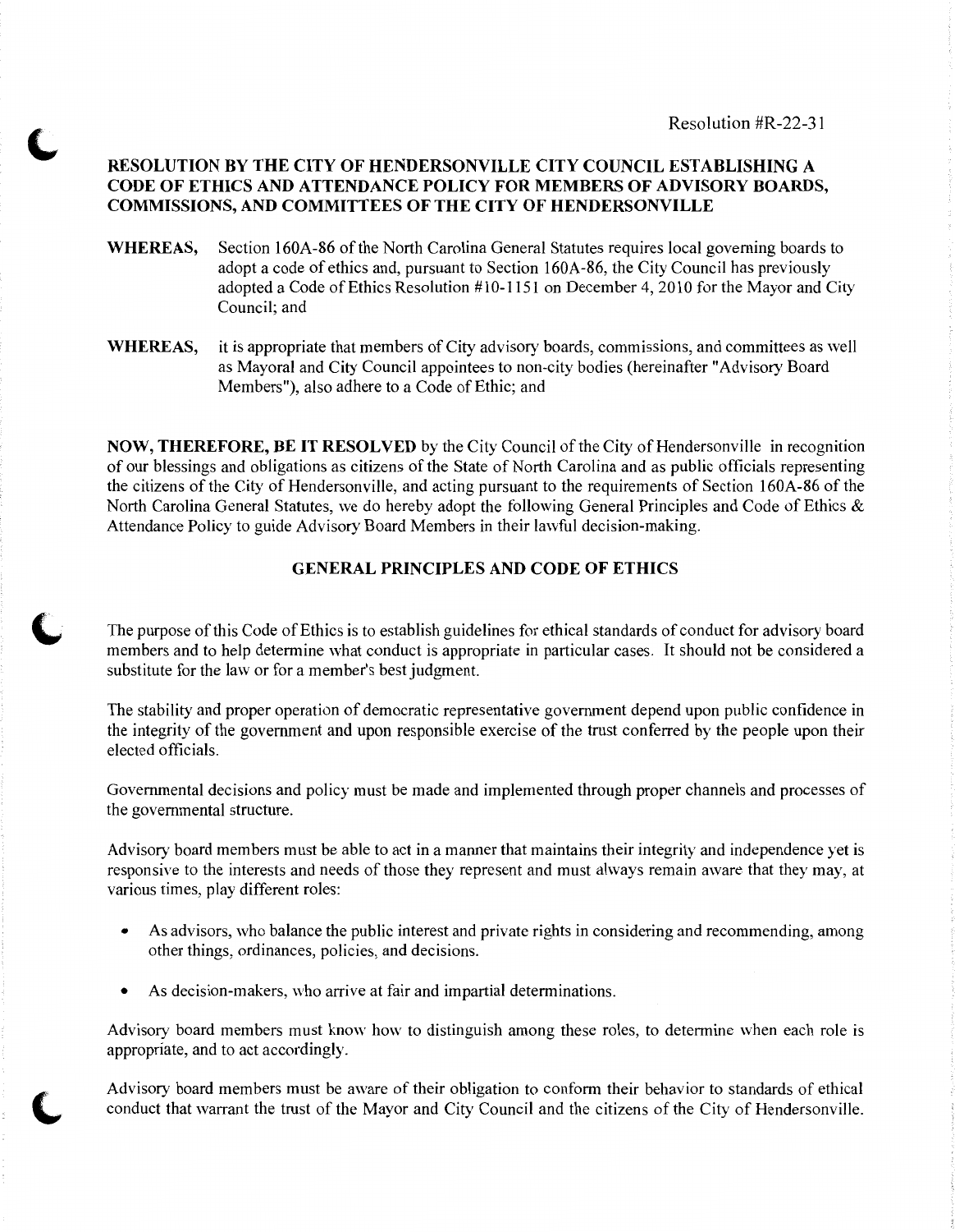Resolution #R-22-31

# RESOLUTION BY THE CITY OF HENDERSONVILLE CITY COUNCIL ESTABLISHING A CODE OF ETHICS AND ATTENDANCE POLICY FOR MEMBERS OF ADVISORY BOARDS, COMMISSIONS, AND COMMITTEES OF THE CITY OF HENDERSONVILLE

**WHEREAS,** Section 160A-86 of the North Carolina General Statutes requires local governing boards to adopt a code of ethics and, pursuant to Section 160A-86, the City Council has previously adopted a Code of Ethics Resolution #10-1151 on December 4, 2010 for the Mayor and City Council; and

**WHEREAS,** it is appropriate that members of City advisory boards, commissions, and committees as well as Mayoral and City Council appointees to non-city bodies (hereinafter "Advisory Board Members"), also adhere to a Code of Ethic; and

**NOW, THEREFORE, BE IT RESOLVED** by the City Council of the City of Hendersonville in recognition of our blessings and obligations as citizens of the State of North Carolina and as public officials representing the citizens of the City of Hendersonville, and acting pursuant to the requirements of Section 160A-86 of the North Carolina General Statutes, we do hereby adopt the following General Principles and Code of Ethics & Attendance Policy to guide Advisory Board Members in their lawful decision-making.

## GENERAL PRINCIPLES AND CODE OF ETHICS

The purpose of this Code of Ethics is to establish guidelines for ethical standards of conduct for advisory board members and to help determine what conduct is appropriate in particular cases. It should not be considered a substitute for the law or for a member's best judgment.

The stability and proper operation of democratic representative government depend upon public confidence in the integrity of the government and upon responsible exercise of the trust conferred by the people upon their elected officials.

Governmental decisions and policy must be made and implemented through proper channels and processes of the governmental structure.

Advisory board members must be able to act in a manner that maintains their integrity and independence yet is responsive to the interests and needs of those they represent and must always remain aware that they may, at various times, play different roles:

- As advisors, who balance the public interest and private rights in considering and recommending, among other things, ordinances, policies, and decisions.
- As decision-makers, who arrive at fair and impartial determinations.

Advisory board members must know how to distinguish among these roles, to determine when each role is appropriate, and to act accordingly.

Advisory board members must be aware of their obligation to conform their behavior to standards of ethical conduct that warrant the trust of the Mayor and City Council and the citizens of the City of Hendersonville.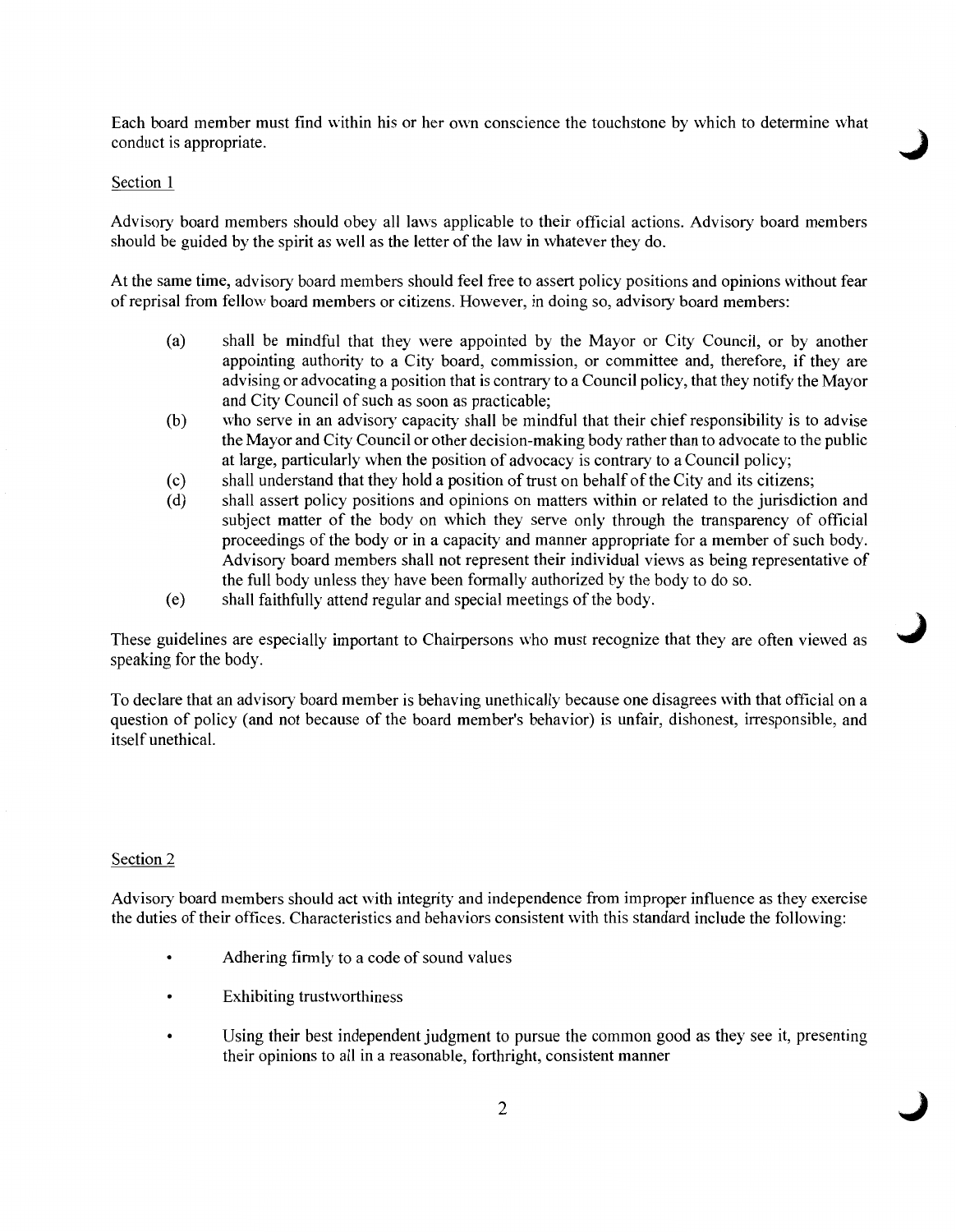Each board member must find within his or her own conscience the touchstone by which to determine what conduct is appropriate.

Section 1

Advisory board members should obey all laws applicable to their official actions. Advisory board members should be guided by the spirit as well as the letter of the law in whatever they do.

At the same time, advisory board members should feel free to assert policy positions and opinions without fear of reprisal from fellow board members or citizens. However, in doing so, advisory board members:

(a) shall be mindful that they were appointed by the Mayor or City Council, or by another appointing authority to a City board, commission, or committee and, therefore, if they are advising or advocating a position that is contrary to a Council policy, that they notify the Mayor and City Council of such as soon as practicable;

(b) who serve in an advisory capacity shall be mindful that their chief responsibility is to advise the Mayor and City Council or other decision-making body rather than to advocate to the public at large, particularly when the position of advocacy is contrary to a Council policy;

(c) shall understand that they hold a position of trust on behalf of the City and its citizens;

(d) shall assert policy positions and opinions on matters within or related to the jurisdiction and subject matter of the body on which they serve only through the transparency of official proceedings of the body or in a capacity and manner appropriate for a member of such body. Advisory board members shall not represent their individual views as being representative of the full body unless they have been formally authorized by the body to do so.

(e) shall faithfully attend regular and special meetings of the body.

These guidelines are especially important to Chairpersons who must recognize that they are often viewed as speaking for the body.

To declare that an advisory board member is behaving unethically because one disagrees with that official on a question of policy (and not because of the board member's behavior) is unfair, dishonest, irresponsible, and itself unethical.

Section 2

Advisory board members should act with integrity and independence from improper influence as they exercise the duties of their offices. Characteristics and behaviors consistent with this standard include the following:

- Adhering firmly to a code of sound values
- Exhibiting trustworthiness
- Using their best independent judgment to pursue the common good as they see it, presenting their opinions to all in a reasonable, forthright, consistent manner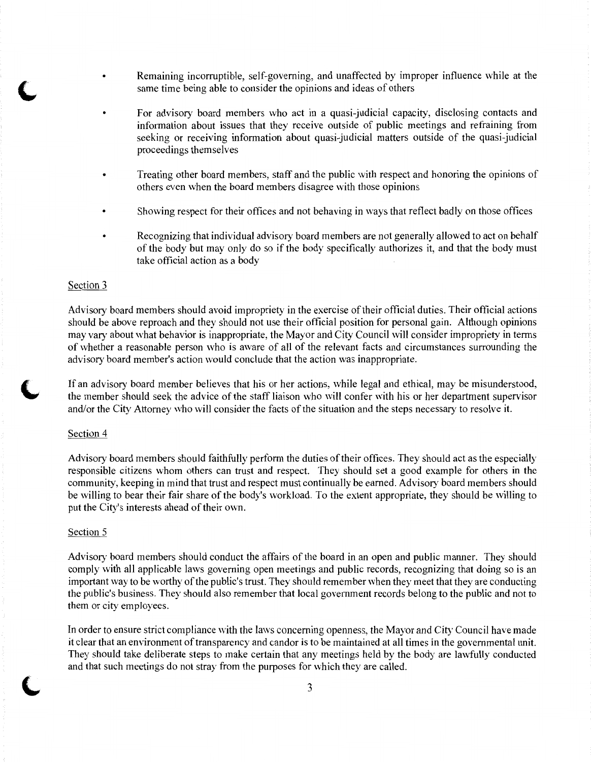- Remaining incorruptible, self-governing, and unaffected by improper influence while at the same time being able to consider the opinions and ideas of others

- For advisory board members who act in a quasi-judicial capacity, disclosing contacts and information about issues that they receive outside of public meetings and refraining from seeking or receiving information about quasi-judicial matters outside of the quasi-judicial proceedings themselves

- Treating other board members, staff and the public with respect and honoring the opinions of others even when the board members disagree with those opinions

- Showing respect for their offices and not behaving in ways that reflect badly on those offices

- Recognizing that individual advisory board members are not generally allowed to act on behalf of the body but may only do so if the body specifically authorizes it, and that the body must take official action as a body

## Section 3

Advisory board members should avoid impropriety in the exercise of their official duties. Their official actions should be above reproach and they should not use their official position for personal gain. Although opinions may vary about what behavior is inappropriate, the Mayor and City Council will consider impropriety in terms of whether a reasonable person who is aware of all of the relevant facts and circumstances surrounding the advisory board member's action would conclude that the action was inappropriate.

If an advisory board member believes that his or her actions, while legal and ethical, may be misunderstood, the member should seek the advice of the staff liaison who will confer with his or her department supervisor and/or the City Attorney who will consider the facts of the situation and the steps necessary to resolve it.

## Section 4

Advisory board members should faithfully perform the duties of their offices. They should act as the especially responsible citizens whom others can trust and respect. They should set a good example for others in the community, keeping in mind that trust and respect must continually be earned. Advisory board members should be willing to bear their fair share of the body's workload. To the extent appropriate, they should be willing to put the City's interests ahead of their own.

## Section 5

Advisory board members should conduct the affairs of the board in an open and public manner. They should comply with all applicable laws governing open meetings and public records, recognizing that doing so is an important way to be worthy of the public's trust. They should remember when they meet that they are conducting the public's business. They should also remember that local government records belong to the public and not to them or city employees.

In order to ensure strict compliance with the laws concerning openness, the Mayor and City Council have made it clear that an environment of transparency and candor is to be maintained at all times in the governmental unit. They should take deliberate steps to make certain that any meetings held by the body are lawfully conducted and that such meetings do not stray from the purposes for which they are called.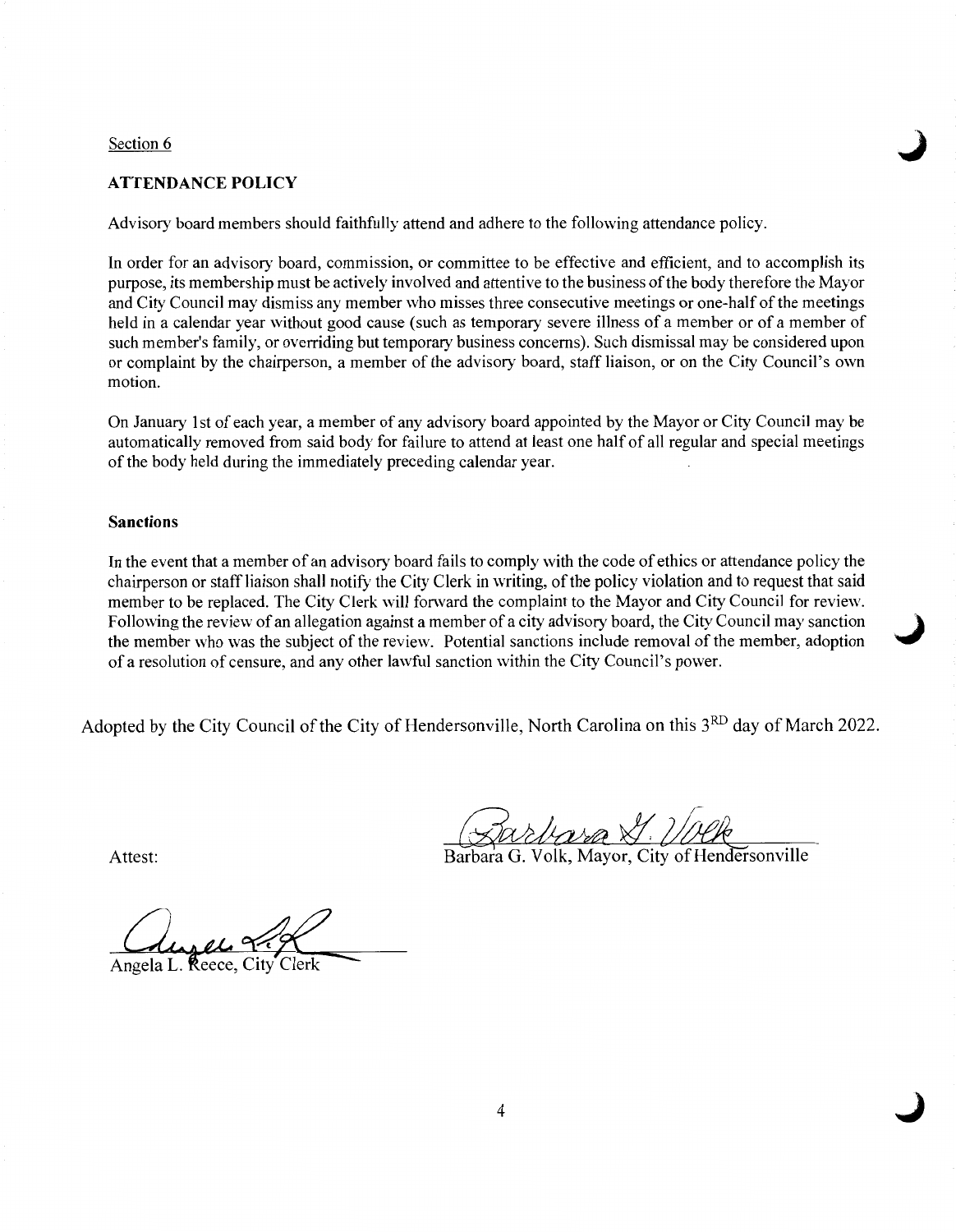Section 6

**ATTENDANCE POLICY**

Advisory board members should faithfully attend and adhere to the following attendance policy.

In order for an advisory board, commission, or committee to be effective and efficient, and to accomplish its purpose, its membership must be actively involved and attentive to the business of the body therefore the Mayor and City Council may dismiss any member who misses three consecutive meetings or one-half of the meetings held in a calendar year without good cause (such as temporary severe illness of a member or of a member of such member's family, or overriding but temporary business concerns). Such dismissal may be considered upon or complaint by the chairperson, a member of the advisory board, staff liaison, or on the City Council's own motion.

On January 1st of each year, a member of any advisory board appointed by the Mayor or City Council may be automatically removed from said body for failure to attend at least one half of all regular and special meetings of the body held during the immediately preceding calendar year.

**Sanctions**

In the event that a member of an advisory board fails to comply with the code of ethics or attendance policy the chairperson or staff liaison shall notify the City Clerk in writing, of the policy violation and to request that said member to be replaced. The City Clerk will forward the complaint to the Mayor and City Council for review. Following the review of an allegation against a member of a city advisory board, the City Council may sanction the member who was the subject of the review. Potential sanctions include removal of the member, adoption of a resolution of censure, and any other lawful sanction within the City Council's power.

Adopted by the City Council of the City of Hendersonville, North Carolina on this 3RD day of March 2022.

Barbara G. Volk, Mayor, City of Hendersonville

Attest:

Angela L. Reece, City Clerk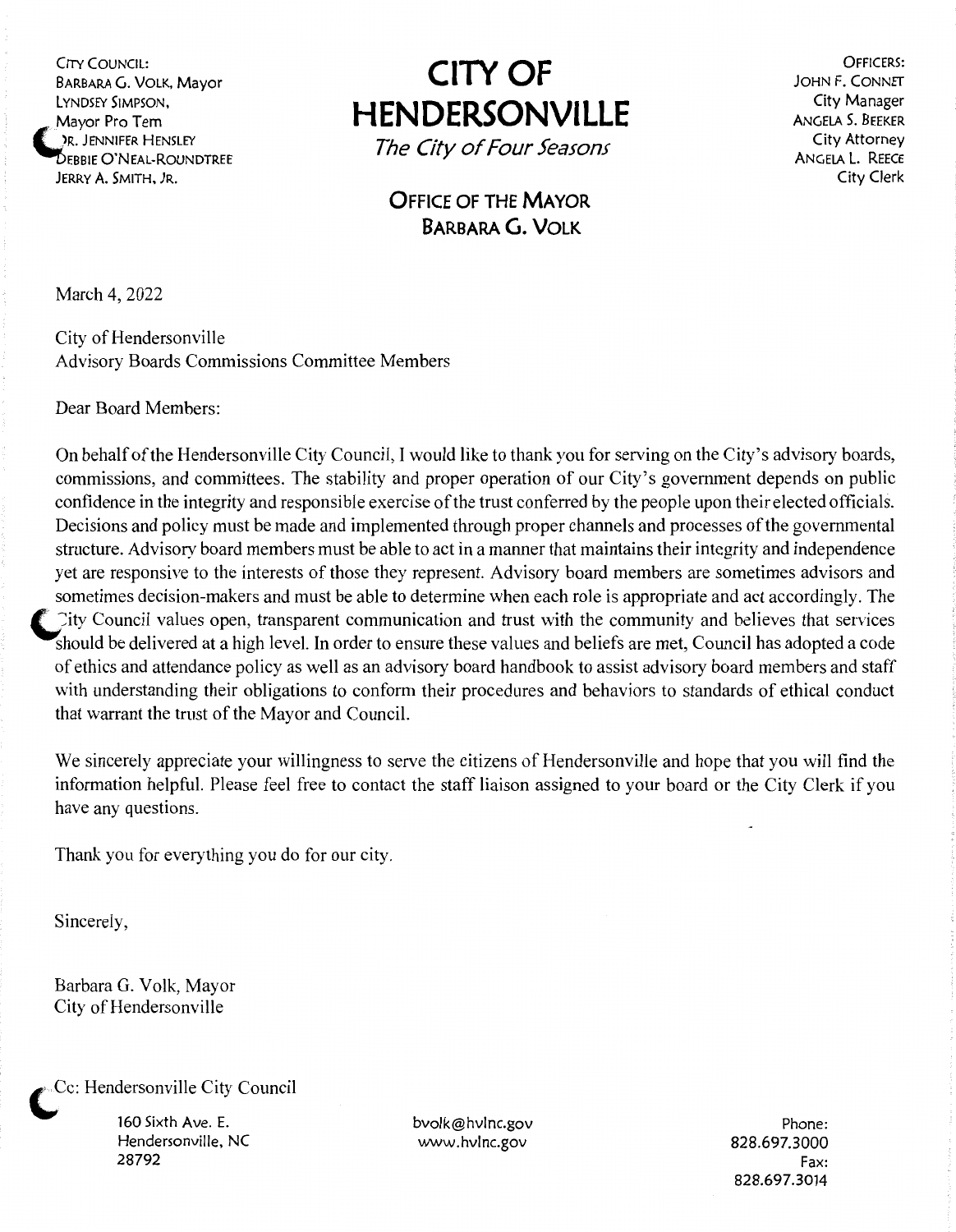CITY COUNCIL:
BARBARA G. VOLK, Mayor
LYNDSEY SIMPSON,
Mayor Pro Tem
DR. JENNIFER HENSLEY
DEBBIE O'NEAL-ROUNDTREE
JERRY A. SMITH, JR.

# CITY OF HENDERSONVILLE

*The City of Four Seasons*

## OFFICE OF THE MAYOR
## BARBARA G. VOLK

OFFICERS:
JOHN F. CONNET
City Manager
ANGELA S. BEEKER
City Attorney
ANGELA L. REECE
City Clerk

March 4, 2022

City of Hendersonville
Advisory Boards Commissions Committee Members

Dear Board Members:

On behalf of the Hendersonville City Council, I would like to thank you for serving on the City's advisory boards, commissions, and committees. The stability and proper operation of our City's government depends on public confidence in the integrity and responsible exercise of the trust conferred by the people upon their elected officials. Decisions and policy must be made and implemented through proper channels and processes of the governmental structure. Advisory board members must be able to act in a manner that maintains their integrity and independence yet are responsive to the interests of those they represent. Advisory board members are sometimes advisors and sometimes decision-makers and must be able to determine when each role is appropriate and act accordingly. The City Council values open, transparent communication and trust with the community and believes that services should be delivered at a high level. In order to ensure these values and beliefs are met, Council has adopted a code of ethics and attendance policy as well as an advisory board handbook to assist advisory board members and staff with understanding their obligations to conform their procedures and behaviors to standards of ethical conduct that warrant the trust of the Mayor and Council.

We sincerely appreciate your willingness to serve the citizens of Hendersonville and hope that you will find the information helpful. Please feel free to contact the staff liaison assigned to your board or the City Clerk if you have any questions.

Thank you for everything you do for our city.

Sincerely,

Barbara G. Volk, Mayor
City of Hendersonville

Cc: Hendersonville City Council

160 Sixth Ave. E.
Hendersonville, NC
28792

bvolk@hvlnc.gov
www.hvlnc.gov

Phone:
828.697.3000
Fax:
828.697.3014